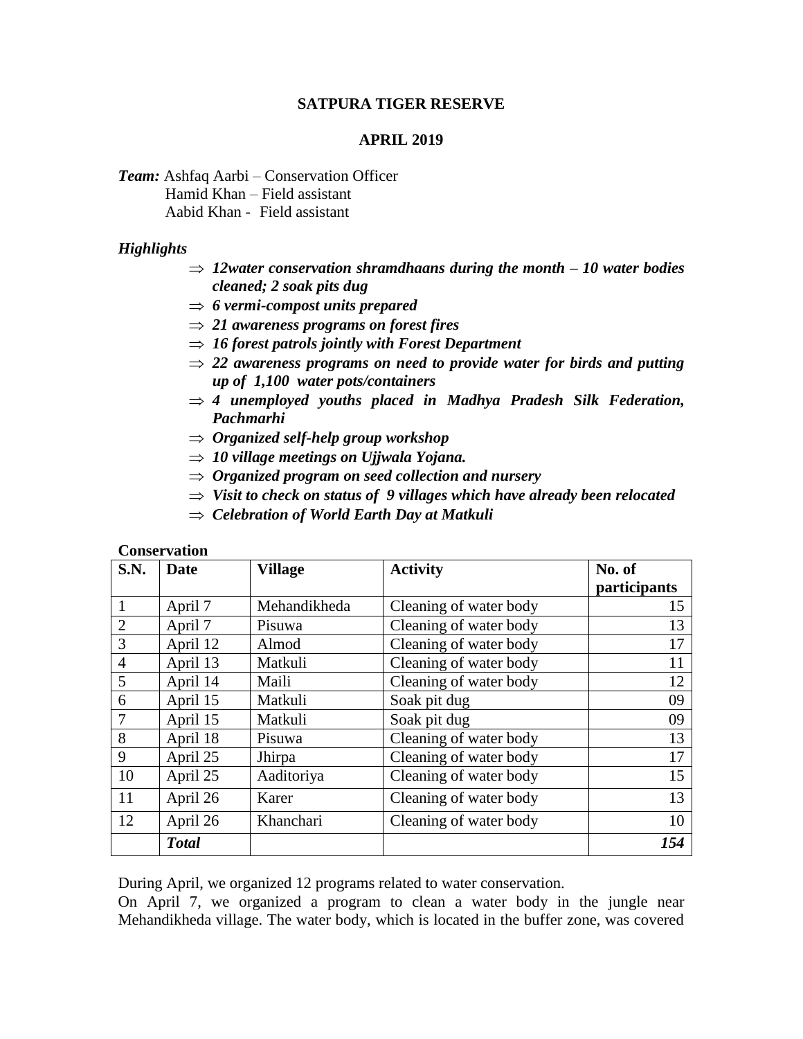# SATPURA TIGER RESERVE

## APRIL 2019

***Team:*** Ashfaq Aarbi – Conservation Officer
Hamid Khan – Field assistant
Aabid Khan - Field assistant

***Highlights***

- ⇒ ***12water conservation shramdhaans during the month – 10 water bodies cleaned; 2 soak pits dug***
- ⇒ ***6 vermi-compost units prepared***
- ⇒ ***21 awareness programs on forest fires***
- ⇒ ***16 forest patrols jointly with Forest Department***
- ⇒ ***22 awareness programs on need to provide water for birds and putting up of 1,100 water pots/containers***
- ⇒ ***4 unemployed youths placed in Madhya Pradesh Silk Federation, Pachmarhi***
- ⇒ ***Organized self-help group workshop***
- ⇒ ***10 village meetings on Ujjwala Yojana.***
- ⇒ ***Organized program on seed collection and nursery***
- ⇒ ***Visit to check on status of 9 villages which have already been relocated***
- ⇒ ***Celebration of World Earth Day at Matkuli***

**Conservation**

| S.N. | Date | Village | Activity | No. of participants |
|---|---|---|---|---|
| 1 | April 7 | Mehandikheda | Cleaning of water body | 15 |
| 2 | April 7 | Pisuwa | Cleaning of water body | 13 |
| 3 | April 12 | Almod | Cleaning of water body | 17 |
| 4 | April 13 | Matkuli | Cleaning of water body | 11 |
| 5 | April 14 | Maili | Cleaning of water body | 12 |
| 6 | April 15 | Matkuli | Soak pit dug | 09 |
| 7 | April 15 | Matkuli | Soak pit dug | 09 |
| 8 | April 18 | Pisuwa | Cleaning of water body | 13 |
| 9 | April 25 | Jhirpa | Cleaning of water body | 17 |
| 10 | April 25 | Aaditoriya | Cleaning of water body | 15 |
| 11 | April 26 | Karer | Cleaning of water body | 13 |
| 12 | April 26 | Khanchari | Cleaning of water body | 10 |
| | ***Total*** | | | ***154*** |

During April, we organized 12 programs related to water conservation.

On April 7, we organized a program to clean a water body in the jungle near Mehandikheda village. The water body, which is located in the buffer zone, was covered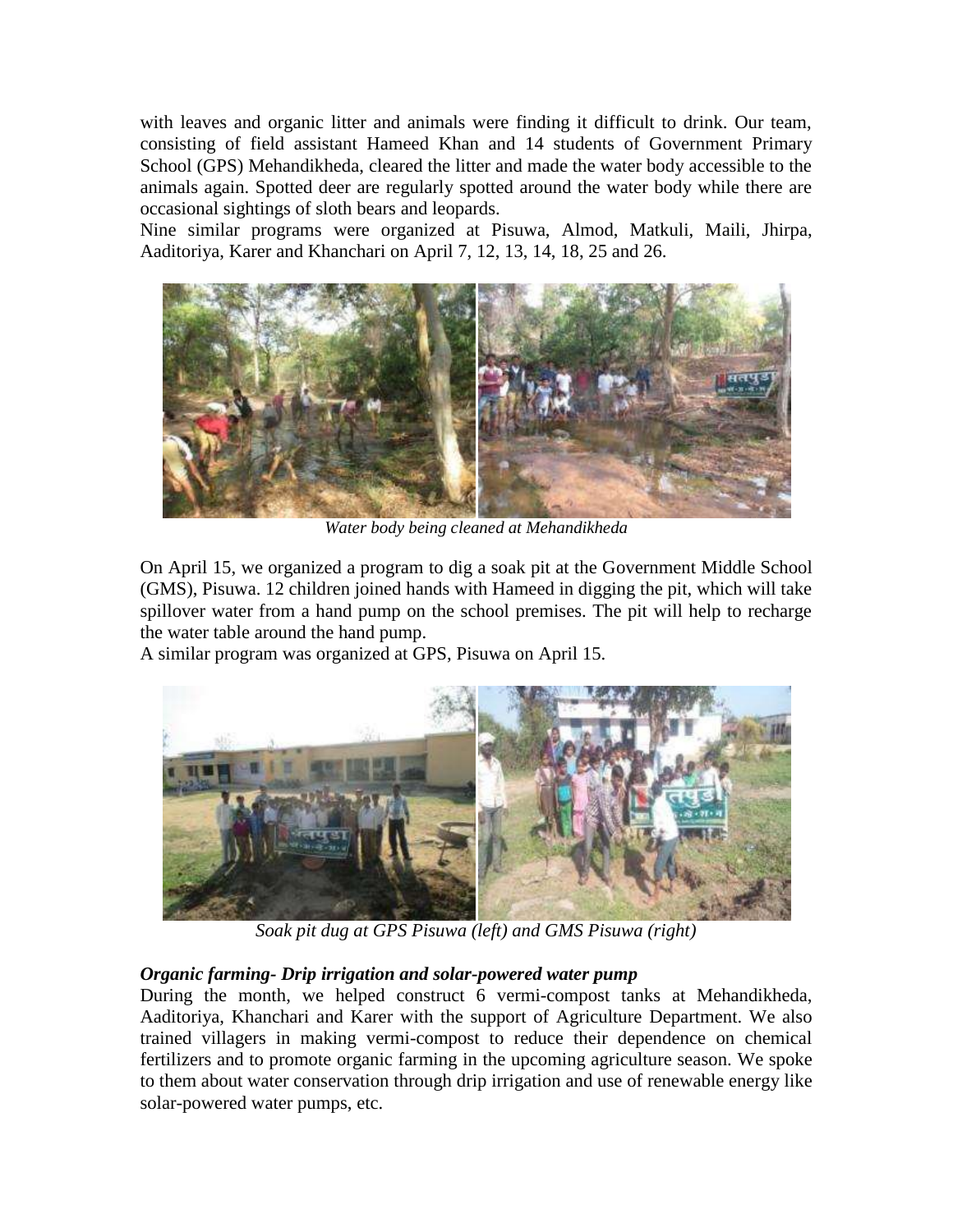with leaves and organic litter and animals were finding it difficult to drink. Our team, consisting of field assistant Hameed Khan and 14 students of Government Primary School (GPS) Mehandikheda, cleared the litter and made the water body accessible to the animals again. Spotted deer are regularly spotted around the water body while there are occasional sightings of sloth bears and leopards.

Nine similar programs were organized at Pisuwa, Almod, Matkuli, Maili, Jhirpa, Aaditoriya, Karer and Khanchari on April 7, 12, 13, 14, 18, 25 and 26.

*Water body being cleaned at Mehandikheda*

On April 15, we organized a program to dig a soak pit at the Government Middle School (GMS), Pisuwa. 12 children joined hands with Hameed in digging the pit, which will take spillover water from a hand pump on the school premises. The pit will help to recharge the water table around the hand pump.

A similar program was organized at GPS, Pisuwa on April 15.

*Soak pit dug at GPS Pisuwa (left) and GMS Pisuwa (right)*

### *Organic farming- Drip irrigation and solar-powered water pump*

During the month, we helped construct 6 vermi-compost tanks at Mehandikheda, Aaditoriya, Khanchari and Karer with the support of Agriculture Department. We also trained villagers in making vermi-compost to reduce their dependence on chemical fertilizers and to promote organic farming in the upcoming agriculture season. We spoke to them about water conservation through drip irrigation and use of renewable energy like solar-powered water pumps, etc.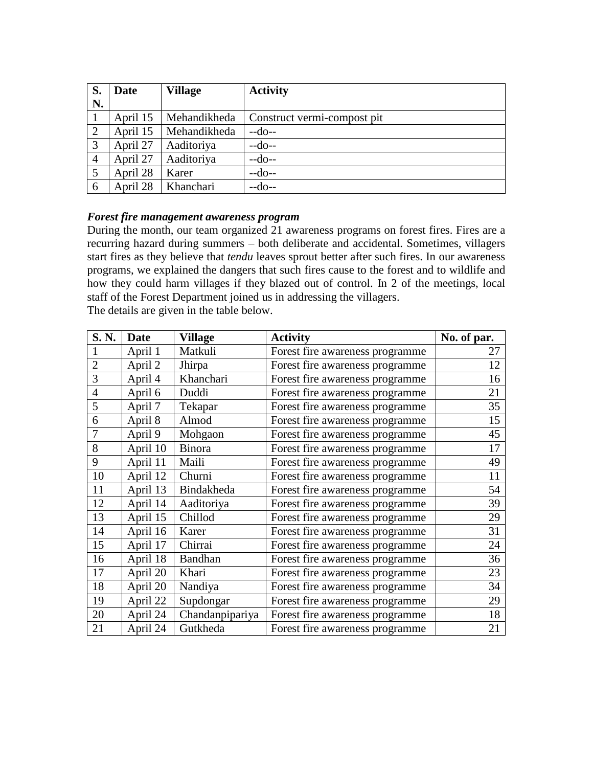| S. N. | Date | Village | Activity |
|---|---|---|---|
| 1 | April 15 | Mehandikheda | Construct vermi-compost pit |
| 2 | April 15 | Mehandikheda | --do-- |
| 3 | April 27 | Aaditoriya | --do-- |
| 4 | April 27 | Aaditoriya | --do-- |
| 5 | April 28 | Karer | --do-- |
| 6 | April 28 | Khanchari | --do-- |

***Forest fire management awareness program***

During the month, our team organized 21 awareness programs on forest fires. Fires are a recurring hazard during summers – both deliberate and accidental. Sometimes, villagers start fires as they believe that *tendu* leaves sprout better after such fires. In our awareness programs, we explained the dangers that such fires cause to the forest and to wildlife and how they could harm villages if they blazed out of control. In 2 of the meetings, local staff of the Forest Department joined us in addressing the villagers.
The details are given in the table below.

| S. N. | Date | Village | Activity | No. of par. |
|---|---|---|---|---|
| 1 | April 1 | Matkuli | Forest fire awareness programme | 27 |
| 2 | April 2 | Jhirpa | Forest fire awareness programme | 12 |
| 3 | April 4 | Khanchari | Forest fire awareness programme | 16 |
| 4 | April 6 | Duddi | Forest fire awareness programme | 21 |
| 5 | April 7 | Tekapar | Forest fire awareness programme | 35 |
| 6 | April 8 | Almod | Forest fire awareness programme | 15 |
| 7 | April 9 | Mohgaon | Forest fire awareness programme | 45 |
| 8 | April 10 | Binora | Forest fire awareness programme | 17 |
| 9 | April 11 | Maili | Forest fire awareness programme | 49 |
| 10 | April 12 | Churni | Forest fire awareness programme | 11 |
| 11 | April 13 | Bindakheda | Forest fire awareness programme | 54 |
| 12 | April 14 | Aaditoriya | Forest fire awareness programme | 39 |
| 13 | April 15 | Chillod | Forest fire awareness programme | 29 |
| 14 | April 16 | Karer | Forest fire awareness programme | 31 |
| 15 | April 17 | Chirrai | Forest fire awareness programme | 24 |
| 16 | April 18 | Bandhan | Forest fire awareness programme | 36 |
| 17 | April 20 | Khari | Forest fire awareness programme | 23 |
| 18 | April 20 | Nandiya | Forest fire awareness programme | 34 |
| 19 | April 22 | Supdongar | Forest fire awareness programme | 29 |
| 20 | April 24 | Chandanpipariya | Forest fire awareness programme | 18 |
| 21 | April 24 | Gutkheda | Forest fire awareness programme | 21 |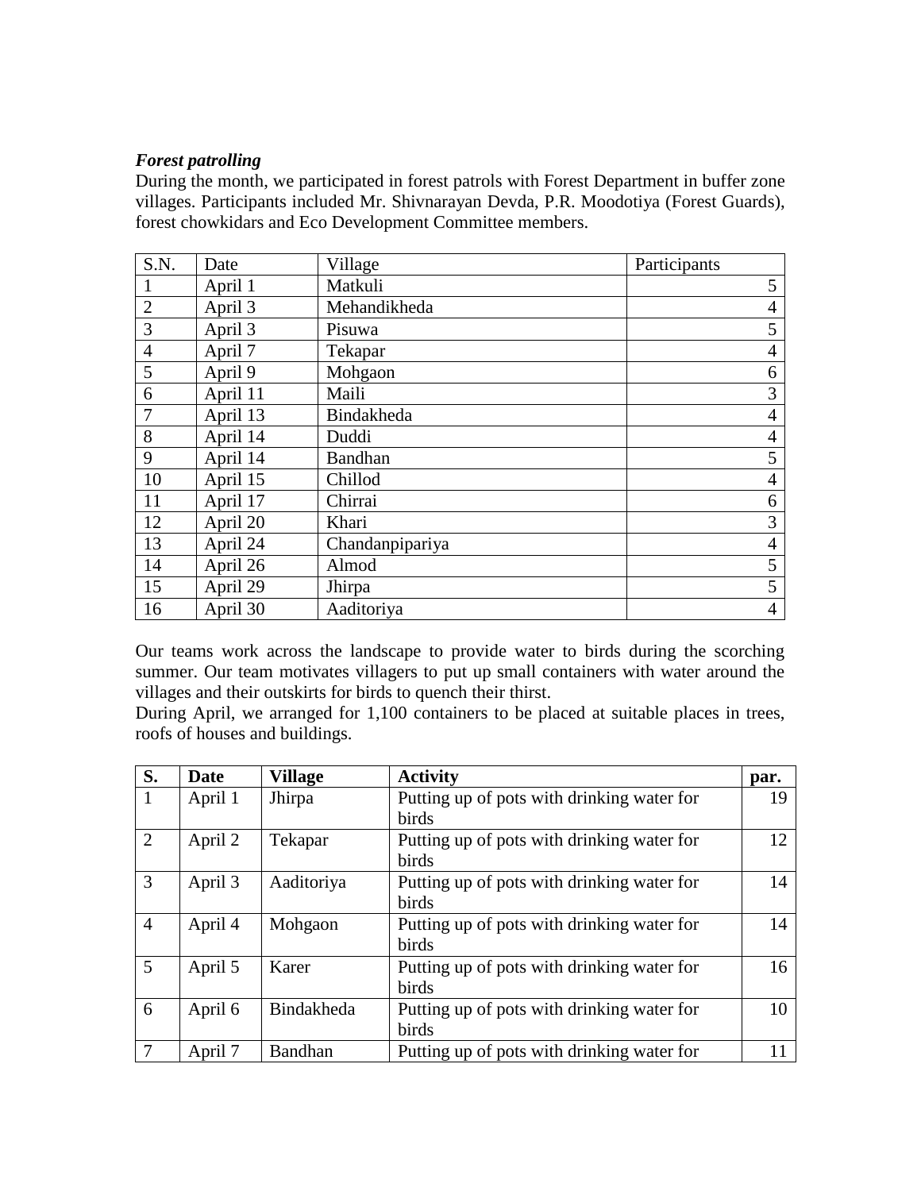***Forest patrolling***

During the month, we participated in forest patrols with Forest Department in buffer zone villages. Participants included Mr. Shivnarayan Devda, P.R. Moodotiya (Forest Guards), forest chowkidars and Eco Development Committee members.

| S.N. | Date | Village | Participants |
|---|---|---|---|
| 1 | April 1 | Matkuli | 5 |
| 2 | April 3 | Mehandikheda | 4 |
| 3 | April 3 | Pisuwa | 5 |
| 4 | April 7 | Tekapar | 4 |
| 5 | April 9 | Mohgaon | 6 |
| 6 | April 11 | Maili | 3 |
| 7 | April 13 | Bindakheda | 4 |
| 8 | April 14 | Duddi | 4 |
| 9 | April 14 | Bandhan | 5 |
| 10 | April 15 | Chillod | 4 |
| 11 | April 17 | Chirrai | 6 |
| 12 | April 20 | Khari | 3 |
| 13 | April 24 | Chandanpipariya | 4 |
| 14 | April 26 | Almod | 5 |
| 15 | April 29 | Jhirpa | 5 |
| 16 | April 30 | Aaditoriya | 4 |

Our teams work across the landscape to provide water to birds during the scorching summer. Our team motivates villagers to put up small containers with water around the villages and their outskirts for birds to quench their thirst.

During April, we arranged for 1,100 containers to be placed at suitable places in trees, roofs of houses and buildings.

| **S.** | **Date** | **Village** | **Activity** | **par.** |
|---|---|---|---|---|
| 1 | April 1 | Jhirpa | Putting up of pots with drinking water for birds | 19 |
| 2 | April 2 | Tekapar | Putting up of pots with drinking water for birds | 12 |
| 3 | April 3 | Aaditoriya | Putting up of pots with drinking water for birds | 14 |
| 4 | April 4 | Mohgaon | Putting up of pots with drinking water for birds | 14 |
| 5 | April 5 | Karer | Putting up of pots with drinking water for birds | 16 |
| 6 | April 6 | Bindakheda | Putting up of pots with drinking water for birds | 10 |
| 7 | April 7 | Bandhan | Putting up of pots with drinking water for | 11 |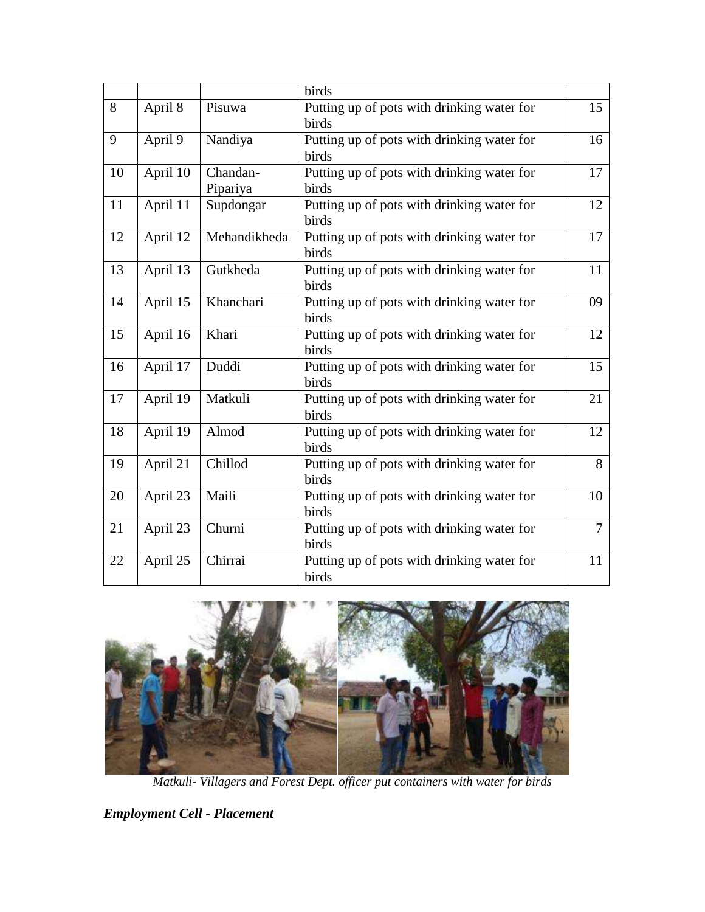| | | | birds | |
|---|---|---|---|---|
| 8 | April 8 | Pisuwa | Putting up of pots with drinking water for birds | 15 |
| 9 | April 9 | Nandiya | Putting up of pots with drinking water for birds | 16 |
| 10 | April 10 | Chandan-Pipariya | Putting up of pots with drinking water for birds | 17 |
| 11 | April 11 | Supdongar | Putting up of pots with drinking water for birds | 12 |
| 12 | April 12 | Mehandikheda | Putting up of pots with drinking water for birds | 17 |
| 13 | April 13 | Gutkheda | Putting up of pots with drinking water for birds | 11 |
| 14 | April 15 | Khanchari | Putting up of pots with drinking water for birds | 09 |
| 15 | April 16 | Khari | Putting up of pots with drinking water for birds | 12 |
| 16 | April 17 | Duddi | Putting up of pots with drinking water for birds | 15 |
| 17 | April 19 | Matkuli | Putting up of pots with drinking water for birds | 21 |
| 18 | April 19 | Almod | Putting up of pots with drinking water for birds | 12 |
| 19 | April 21 | Chillod | Putting up of pots with drinking water for birds | 8 |
| 20 | April 23 | Maili | Putting up of pots with drinking water for birds | 10 |
| 21 | April 23 | Churni | Putting up of pots with drinking water for birds | 7 |
| 22 | April 25 | Chirrai | Putting up of pots with drinking water for birds | 11 |

*Matkuli- Villagers and Forest Dept. officer put containers with water for birds*

***Employment Cell - Placement***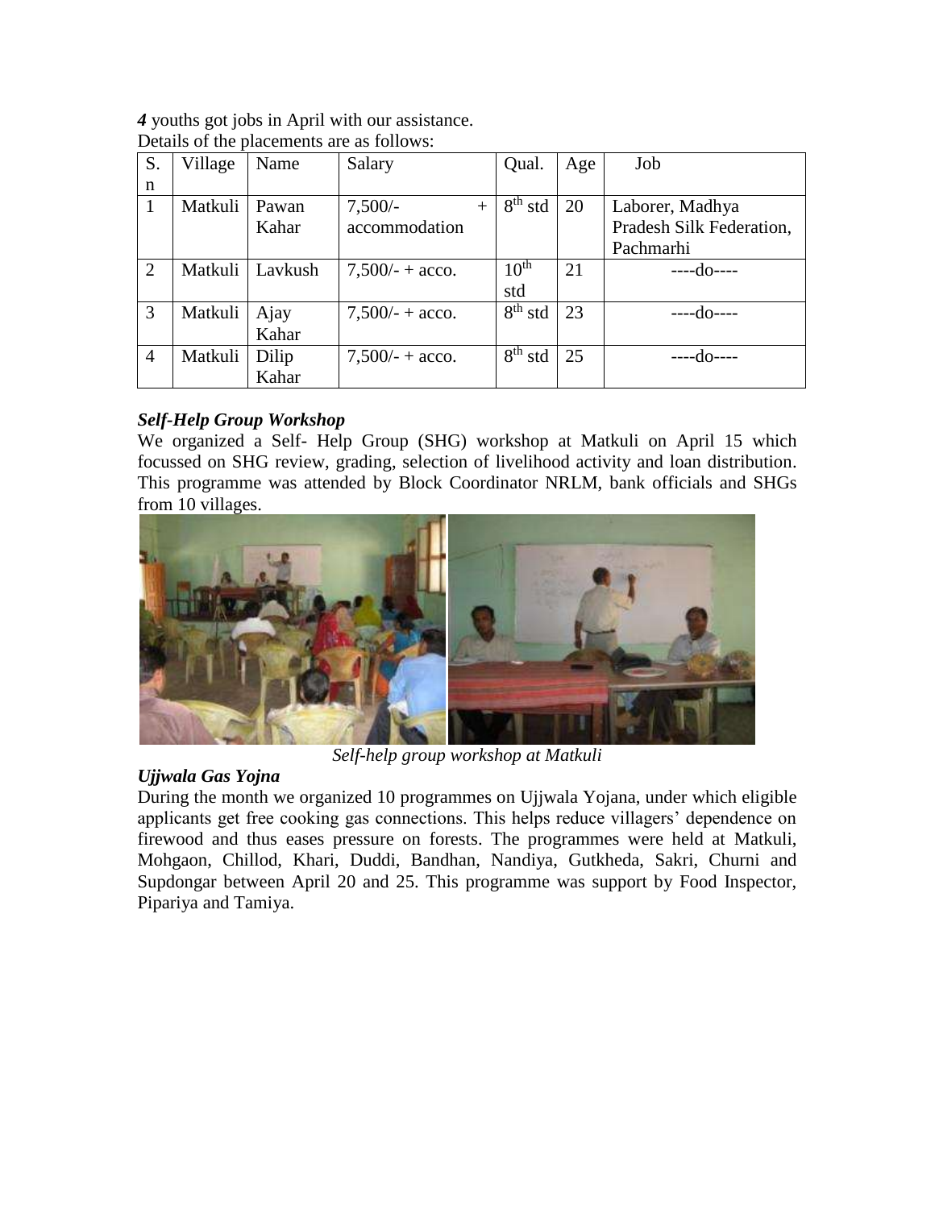***4*** youths got jobs in April with our assistance.
Details of the placements are as follows:

| S. n | Village | Name | Salary | Qual. | Age | Job |
|---|---|---|---|---|---|---|
| 1 | Matkuli | Pawan Kahar | 7,500/- + accommodation | 8th std | 20 | Laborer, Madhya Pradesh Silk Federation, Pachmarhi |
| 2 | Matkuli | Lavkush | 7,500/- + acco. | 10th std | 21 | ----do---- |
| 3 | Matkuli | Ajay Kahar | 7,500/- + acco. | 8th std | 23 | ----do---- |
| 4 | Matkuli | Dilip Kahar | 7,500/- + acco. | 8th std | 25 | ----do---- |

### *Self-Help Group Workshop*

We organized a Self- Help Group (SHG) workshop at Matkuli on April 15 which focussed on SHG review, grading, selection of livelihood activity and loan distribution. This programme was attended by Block Coordinator NRLM, bank officials and SHGs from 10 villages.

*Self-help group workshop at Matkuli*

### *Ujjwala Gas Yojna*

During the month we organized 10 programmes on Ujjwala Yojana, under which eligible applicants get free cooking gas connections. This helps reduce villagers' dependence on firewood and thus eases pressure on forests. The programmes were held at Matkuli, Mohgaon, Chillod, Khari, Duddi, Bandhan, Nandiya, Gutkheda, Sakri, Churni and Supdongar between April 20 and 25. This programme was support by Food Inspector, Pipariya and Tamiya.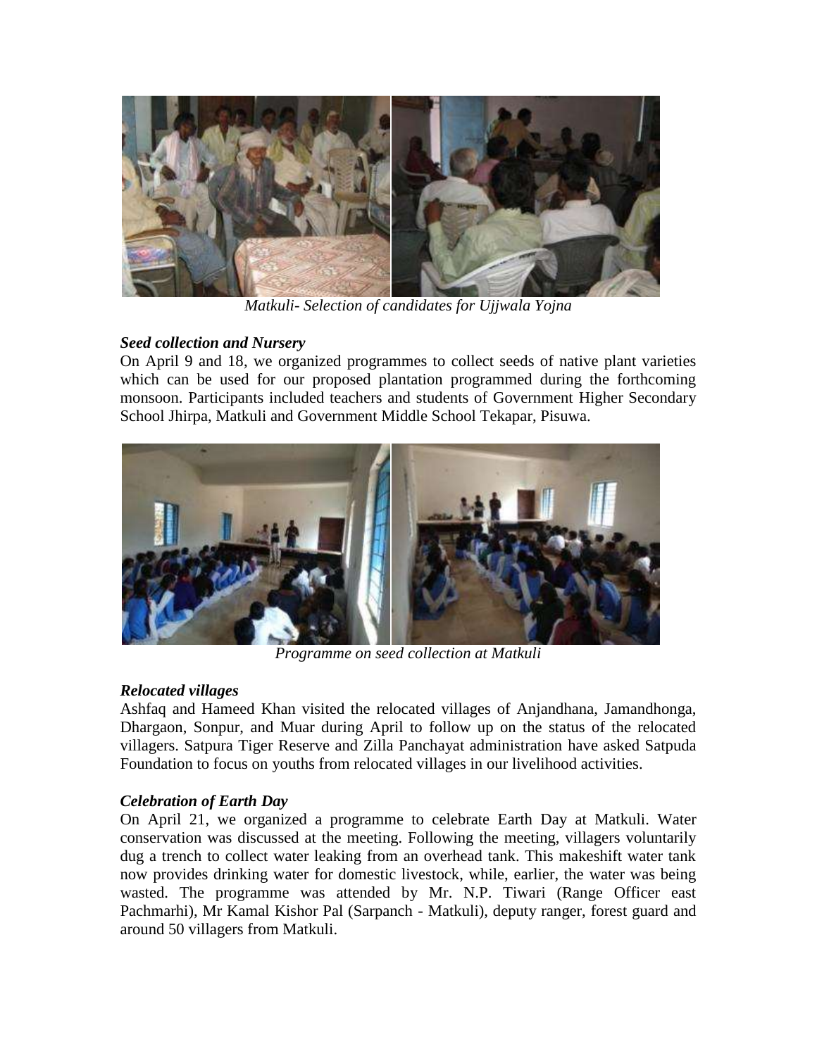*Matkuli- Selection of candidates for Ujjwala Yojna*

### *Seed collection and Nursery*

On April 9 and 18, we organized programmes to collect seeds of native plant varieties which can be used for our proposed plantation programmed during the forthcoming monsoon. Participants included teachers and students of Government Higher Secondary School Jhirpa, Matkuli and Government Middle School Tekapar, Pisuwa.

*Programme on seed collection at Matkuli*

### *Relocated villages*

Ashfaq and Hameed Khan visited the relocated villages of Anjandhana, Jamandhonga, Dhargaon, Sonpur, and Muar during April to follow up on the status of the relocated villagers. Satpura Tiger Reserve and Zilla Panchayat administration have asked Satpuda Foundation to focus on youths from relocated villages in our livelihood activities.

### *Celebration of Earth Day*

On April 21, we organized a programme to celebrate Earth Day at Matkuli. Water conservation was discussed at the meeting. Following the meeting, villagers voluntarily dug a trench to collect water leaking from an overhead tank. This makeshift water tank now provides drinking water for domestic livestock, while, earlier, the water was being wasted. The programme was attended by Mr. N.P. Tiwari (Range Officer east Pachmarhi), Mr Kamal Kishor Pal (Sarpanch - Matkuli), deputy ranger, forest guard and around 50 villagers from Matkuli.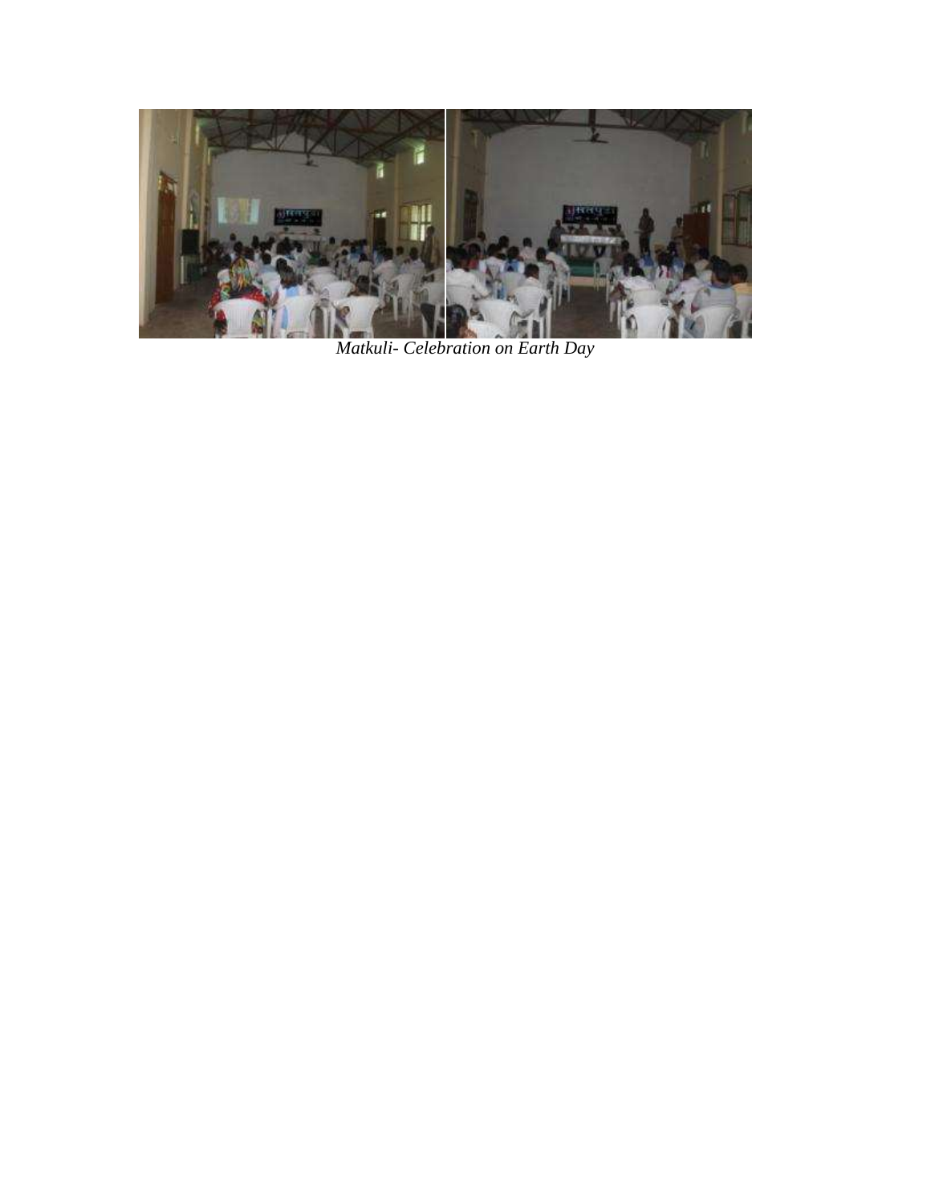*Matkuli- Celebration on Earth Day*